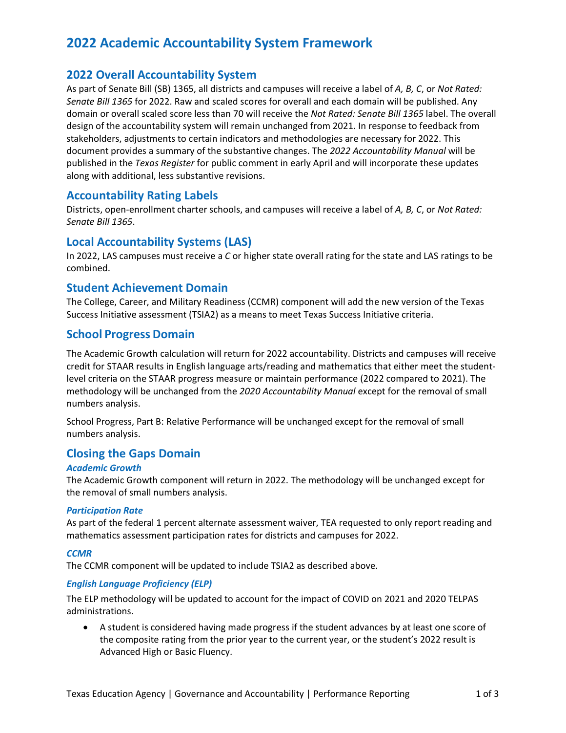# 2022 Academic Accountability System Framework

## 2022 Overall Accountability System

As part of Senate Bill (SB) 1365, all districts and campuses will receive a label of *A, B, C*, or *Not Rated: Senate Bill 1365* for 2022. Raw and scaled scores for overall and each domain will be published. Any domain or overall scaled score less than 70 will receive the *Not Rated: Senate Bill 1365* label. The overall design of the accountability system will remain unchanged from 2021. In response to feedback from stakeholders, adjustments to certain indicators and methodologies are necessary for 2022. This document provides a summary of the substantive changes. The *2022 Accountability Manual* will be published in the *Texas Register* for public comment in early April and will incorporate these updates along with additional, less substantive revisions.

## Accountability Rating Labels

Districts, open-enrollment charter schools, and campuses will receive a label of *A, B, C*, or *Not Rated: Senate Bill 1365*.

## Local Accountability Systems (LAS)

In 2022, LAS campuses must receive a *C* or higher state overall rating for the state and LAS ratings to be combined.

## Student Achievement Domain

The College, Career, and Military Readiness (CCMR) component will add the new version of the Texas Success Initiative assessment (TSIA2) as a means to meet Texas Success Initiative criteria.

## School Progress Domain

The Academic Growth calculation will return for 2022 accountability. Districts and campuses will receive credit for STAAR results in English language arts/reading and mathematics that either meet the student-level criteria on the STAAR progress measure or maintain performance (2022 compared to 2021). The methodology will be unchanged from the *2020 Accountability Manual* except for the removal of small numbers analysis.

School Progress, Part B: Relative Performance will be unchanged except for the removal of small numbers analysis.

## Closing the Gaps Domain

### *Academic Growth*

The Academic Growth component will return in 2022. The methodology will be unchanged except for the removal of small numbers analysis.

### *Participation Rate*

As part of the federal 1 percent alternate assessment waiver, TEA requested to only report reading and mathematics assessment participation rates for districts and campuses for 2022.

### *CCMR*

The CCMR component will be updated to include TSIA2 as described above.

### *English Language Proficiency (ELP)*

The ELP methodology will be updated to account for the impact of COVID on 2021 and 2020 TELPAS administrations.

- A student is considered having made progress if the student advances by at least one score of the composite rating from the prior year to the current year, or the student's 2022 result is Advanced High or Basic Fluency.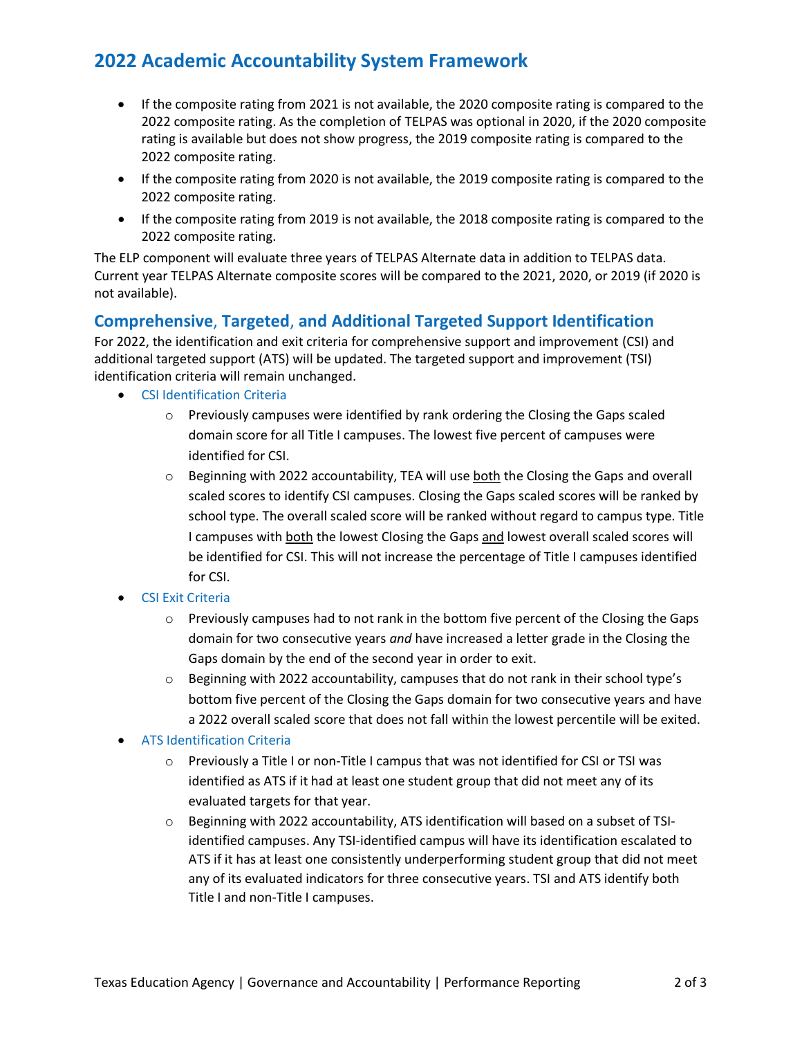- If the composite rating from 2021 is not available, the 2020 composite rating is compared to the 2022 composite rating. As the completion of TELPAS was optional in 2020, if the 2020 composite rating is available but does not show progress, the 2019 composite rating is compared to the 2022 composite rating.
- If the composite rating from 2020 is not available, the 2019 composite rating is compared to the 2022 composite rating.
- If the composite rating from 2019 is not available, the 2018 composite rating is compared to the 2022 composite rating.

The ELP component will evaluate three years of TELPAS Alternate data in addition to TELPAS data. Current year TELPAS Alternate composite scores will be compared to the 2021, 2020, or 2019 (if 2020 is not available).

## Comprehensive, Targeted, and Additional Targeted Support Identification

For 2022, the identification and exit criteria for comprehensive support and improvement (CSI) and additional targeted support (ATS) will be updated. The targeted support and improvement (TSI) identification criteria will remain unchanged.

- CSI Identification Criteria
  - Previously campuses were identified by rank ordering the Closing the Gaps scaled domain score for all Title I campuses. The lowest five percent of campuses were identified for CSI.
  - Beginning with 2022 accountability, TEA will use <u>both</u> the Closing the Gaps and overall scaled scores to identify CSI campuses. Closing the Gaps scaled scores will be ranked by school type. The overall scaled score will be ranked without regard to campus type. Title I campuses with <u>both</u> the lowest Closing the Gaps <u>and</u> lowest overall scaled scores will be identified for CSI. This will not increase the percentage of Title I campuses identified for CSI.
- CSI Exit Criteria
  - Previously campuses had to not rank in the bottom five percent of the Closing the Gaps domain for two consecutive years *and* have increased a letter grade in the Closing the Gaps domain by the end of the second year in order to exit.
  - Beginning with 2022 accountability, campuses that do not rank in their school type's bottom five percent of the Closing the Gaps domain for two consecutive years and have a 2022 overall scaled score that does not fall within the lowest percentile will be exited.
- ATS Identification Criteria
  - Previously a Title I or non-Title I campus that was not identified for CSI or TSI was identified as ATS if it had at least one student group that did not meet any of its evaluated targets for that year.
  - Beginning with 2022 accountability, ATS identification will based on a subset of TSI-identified campuses. Any TSI-identified campus will have its identification escalated to ATS if it has at least one consistently underperforming student group that did not meet any of its evaluated indicators for three consecutive years. TSI and ATS identify both Title I and non-Title I campuses.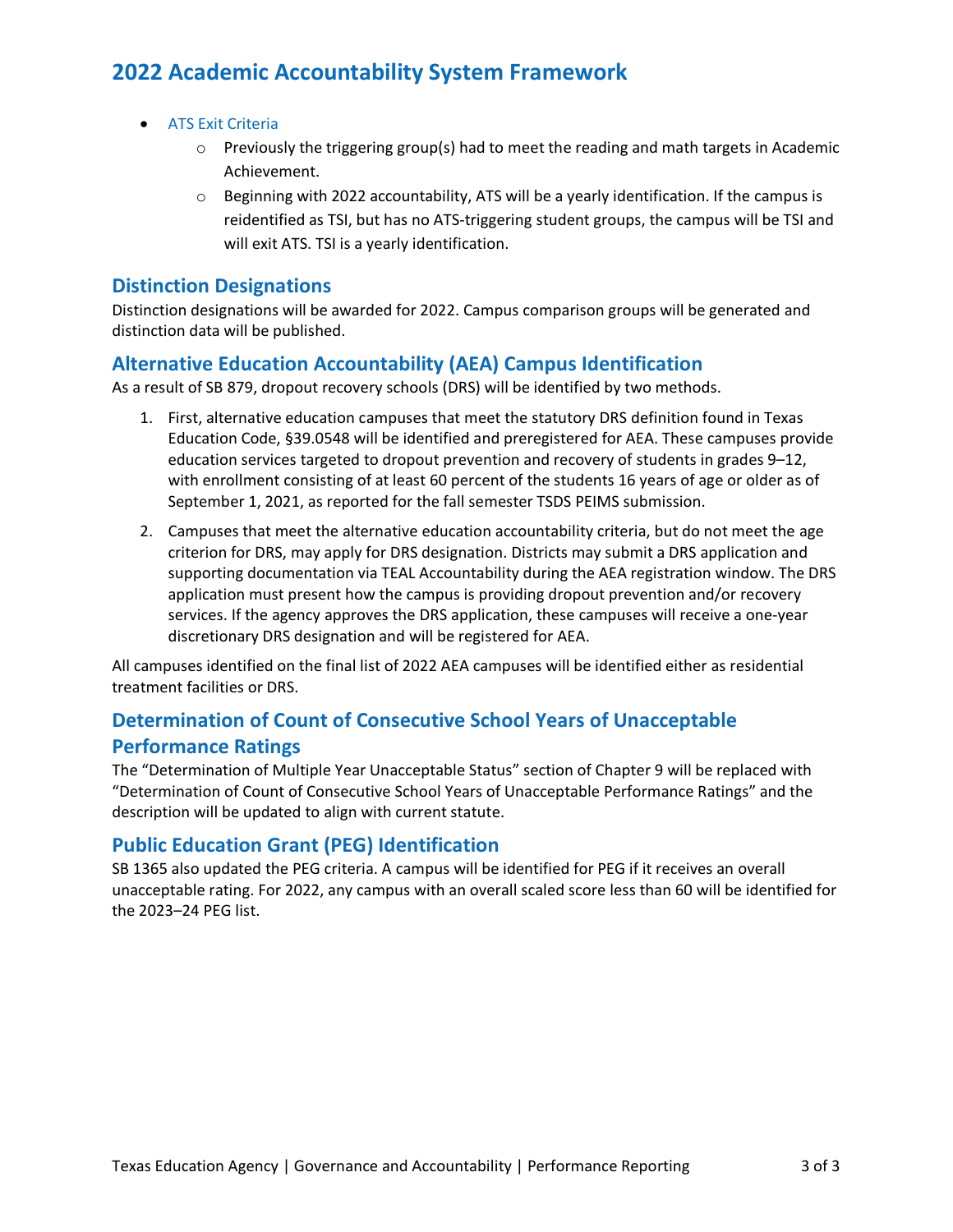# 2022 Academic Accountability System Framework

- ATS Exit Criteria
  - Previously the triggering group(s) had to meet the reading and math targets in Academic Achievement.
  - Beginning with 2022 accountability, ATS will be a yearly identification. If the campus is reidentified as TSI, but has no ATS-triggering student groups, the campus will be TSI and will exit ATS. TSI is a yearly identification.

## Distinction Designations

Distinction designations will be awarded for 2022. Campus comparison groups will be generated and distinction data will be published.

## Alternative Education Accountability (AEA) Campus Identification

As a result of SB 879, dropout recovery schools (DRS) will be identified by two methods.

1. First, alternative education campuses that meet the statutory DRS definition found in Texas Education Code, §39.0548 will be identified and preregistered for AEA. These campuses provide education services targeted to dropout prevention and recovery of students in grades 9–12, with enrollment consisting of at least 60 percent of the students 16 years of age or older as of September 1, 2021, as reported for the fall semester TSDS PEIMS submission.
2. Campuses that meet the alternative education accountability criteria, but do not meet the age criterion for DRS, may apply for DRS designation. Districts may submit a DRS application and supporting documentation via TEAL Accountability during the AEA registration window. The DRS application must present how the campus is providing dropout prevention and/or recovery services. If the agency approves the DRS application, these campuses will receive a one-year discretionary DRS designation and will be registered for AEA.

All campuses identified on the final list of 2022 AEA campuses will be identified either as residential treatment facilities or DRS.

## Determination of Count of Consecutive School Years of Unacceptable Performance Ratings

The "Determination of Multiple Year Unacceptable Status" section of Chapter 9 will be replaced with "Determination of Count of Consecutive School Years of Unacceptable Performance Ratings" and the description will be updated to align with current statute.

## Public Education Grant (PEG) Identification

SB 1365 also updated the PEG criteria. A campus will be identified for PEG if it receives an overall unacceptable rating. For 2022, any campus with an overall scaled score less than 60 will be identified for the 2023–24 PEG list.